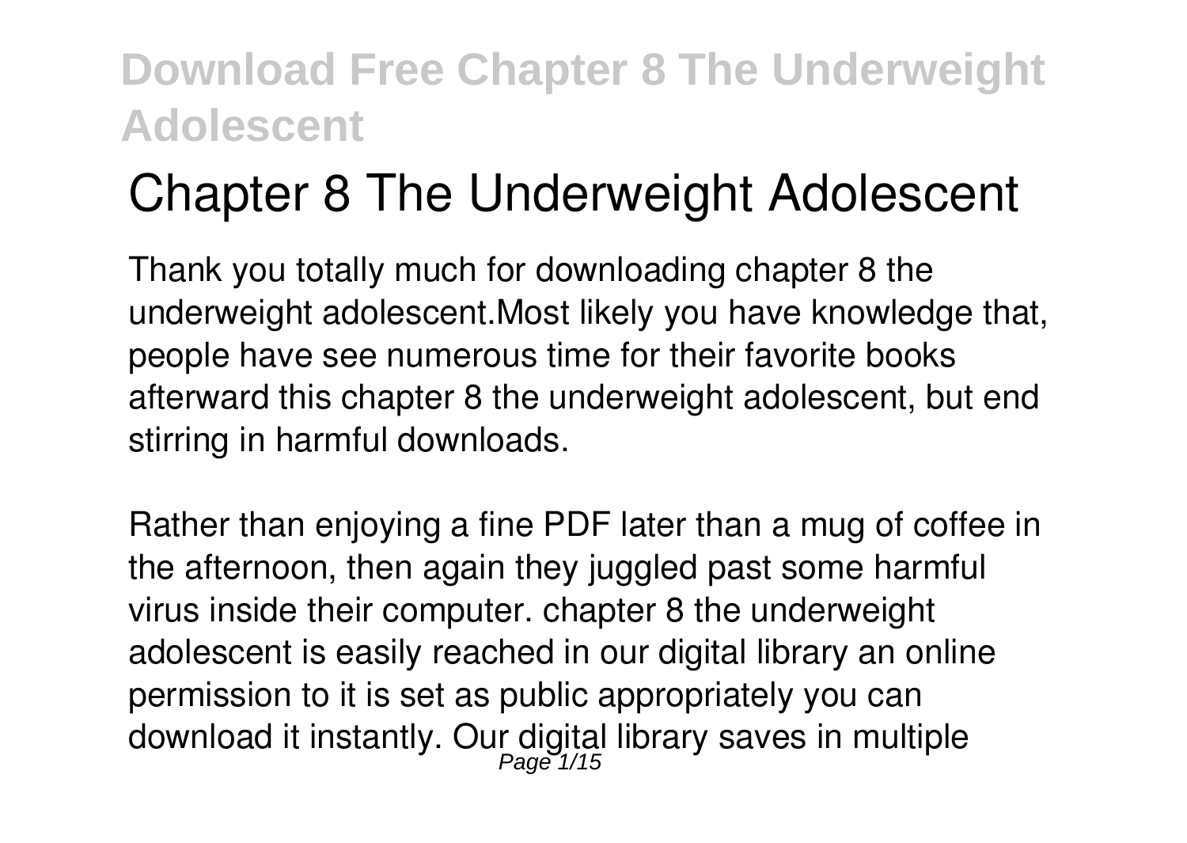# Chapter 8 The Underweight Adolescent

Thank you totally much for downloading chapter 8 the underweight adolescent.Most likely you have knowledge that, people have see numerous time for their favorite books afterward this chapter 8 the underweight adolescent, but end stirring in harmful downloads.

Rather than enjoying a fine PDF later than a mug of coffee in the afternoon, then again they juggled past some harmful virus inside their computer. chapter 8 the underweight adolescent is easily reached in our digital library an online permission to it is set as public appropriately you can download it instantly. Our digital library saves in multiple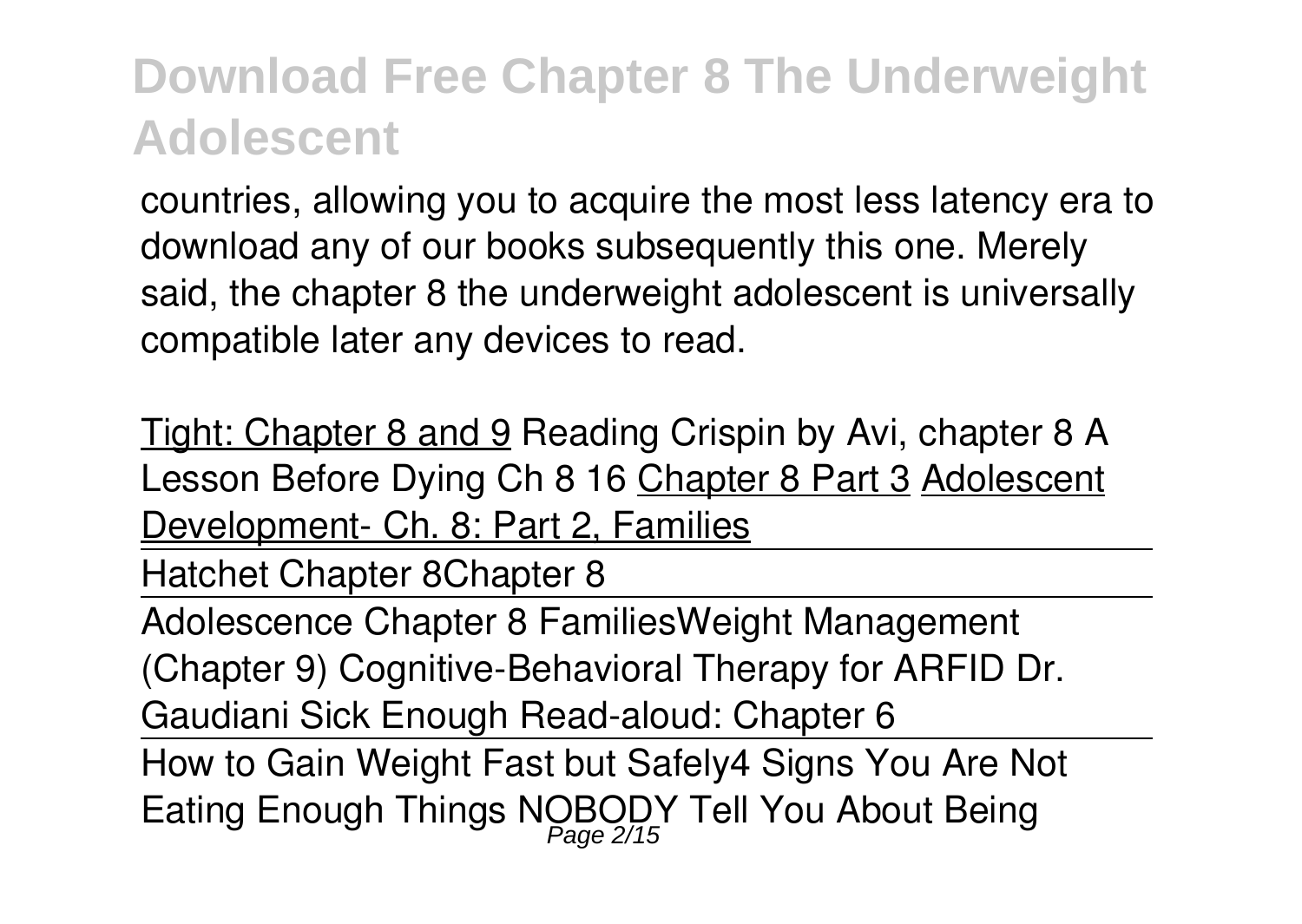countries, allowing you to acquire the most less latency era to download any of our books subsequently this one. Merely said, the chapter 8 the underweight adolescent is universally compatible later any devices to read.

Tight: Chapter 8 and 9 Reading Crispin by Avi, chapter 8 A Lesson Before Dying Ch 8 16 Chapter 8 Part 3 Adolescent Development- Ch. 8: Part 2, Families

Hatchet Chapter 8Chapter 8

Adolescence Chapter 8 FamiliesWeight Management (Chapter 9) Cognitive-Behavioral Therapy for ARFID Dr. Gaudiani Sick Enough Read-aloud: Chapter 6

How to Gain Weight Fast but Safely4 Signs You Are Not Eating Enough Things NOBODY Tell You About Being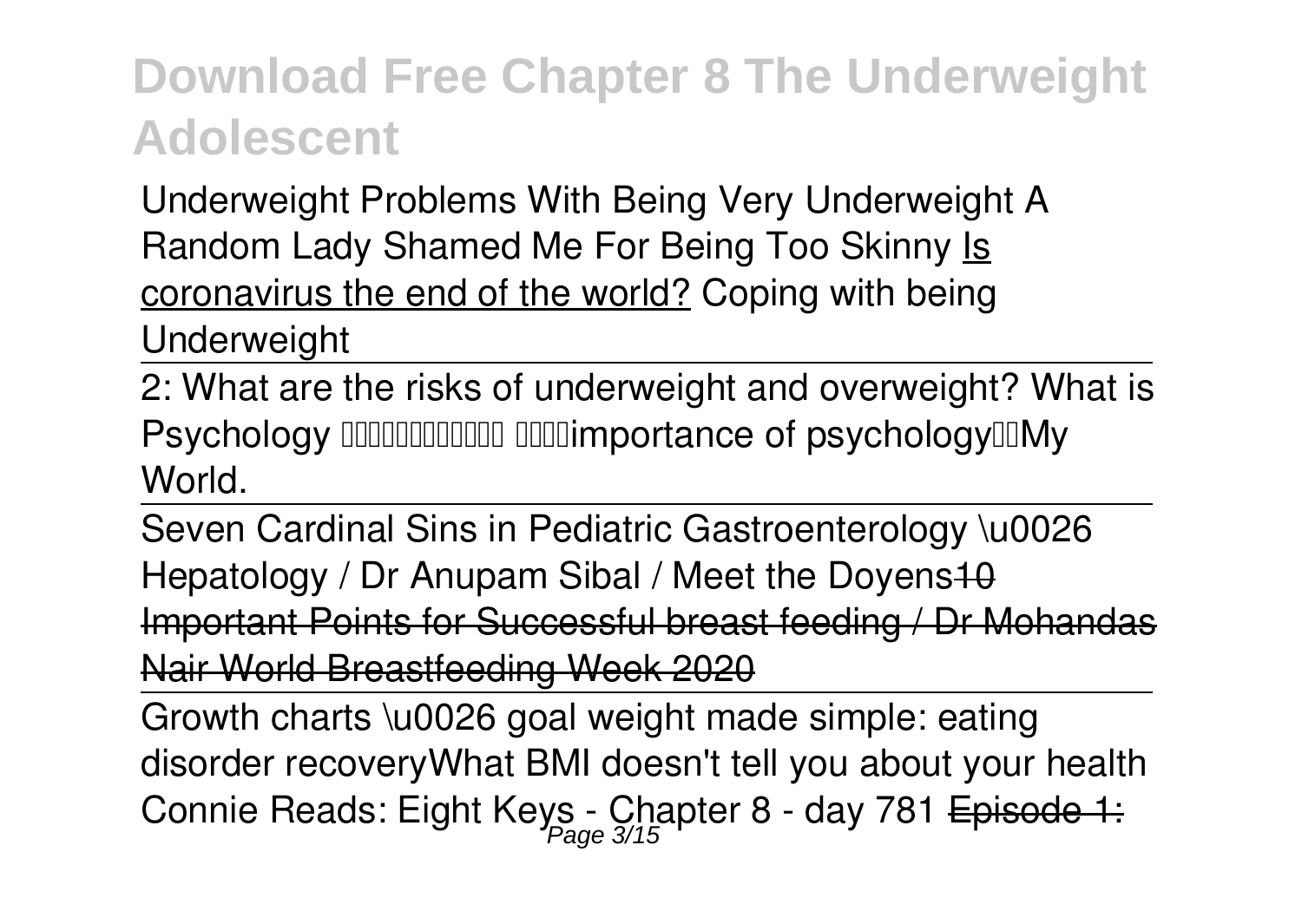Underweight Problems With Being Very Underweight A Random Lady Shamed Me For Being Too Skinny Is coronavirus the end of the world? Coping with being Underweight

2: What are the risks of underweight and overweight? What is Psychology ????????????? ????importance of psychology??My World.

Seven Cardinal Sins in Pediatric Gastroenterology \u0026 Hepatology / Dr Anupam Sibal / Meet the Doyens10 Important Points for Successful breast feeding / Dr Mohandas Nair World Breastfeeding Week 2020

Growth charts \u0026 goal weight made simple: eating disorder recoveryWhat BMI doesn't tell you about your health Connie Reads: Eight Keys - Chapter 8 - day 781 Episode 1: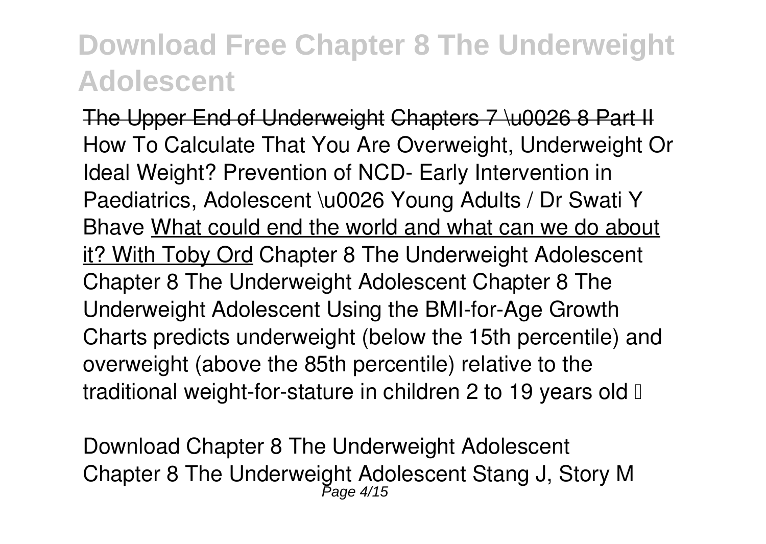# Download Free Chapter 8 The Underweight Adolescent

~~The Upper End of Underweight~~ ~~Chapters 7 \u0026 8 Part II~~ How To Calculate That You Are Overweight, Underweight Or Ideal Weight? Prevention of NCD- Early Intervention in Paediatrics, Adolescent \u0026 Young Adults / Dr Swati Y Bhave What could end the world and what can we do about it? With Toby Ord Chapter 8 The Underweight Adolescent
Chapter 8 The Underweight Adolescent Chapter 8 The Underweight Adolescent Using the BMI-for-Age Growth Charts predicts underweight (below the 15th percentile) and overweight (above the 85th percentile) relative to the traditional weight-for-stature in children 2 to 19 years old …

Download Chapter 8 The Underweight Adolescent
Chapter 8 The Underweight Adolescent Stang J, Story M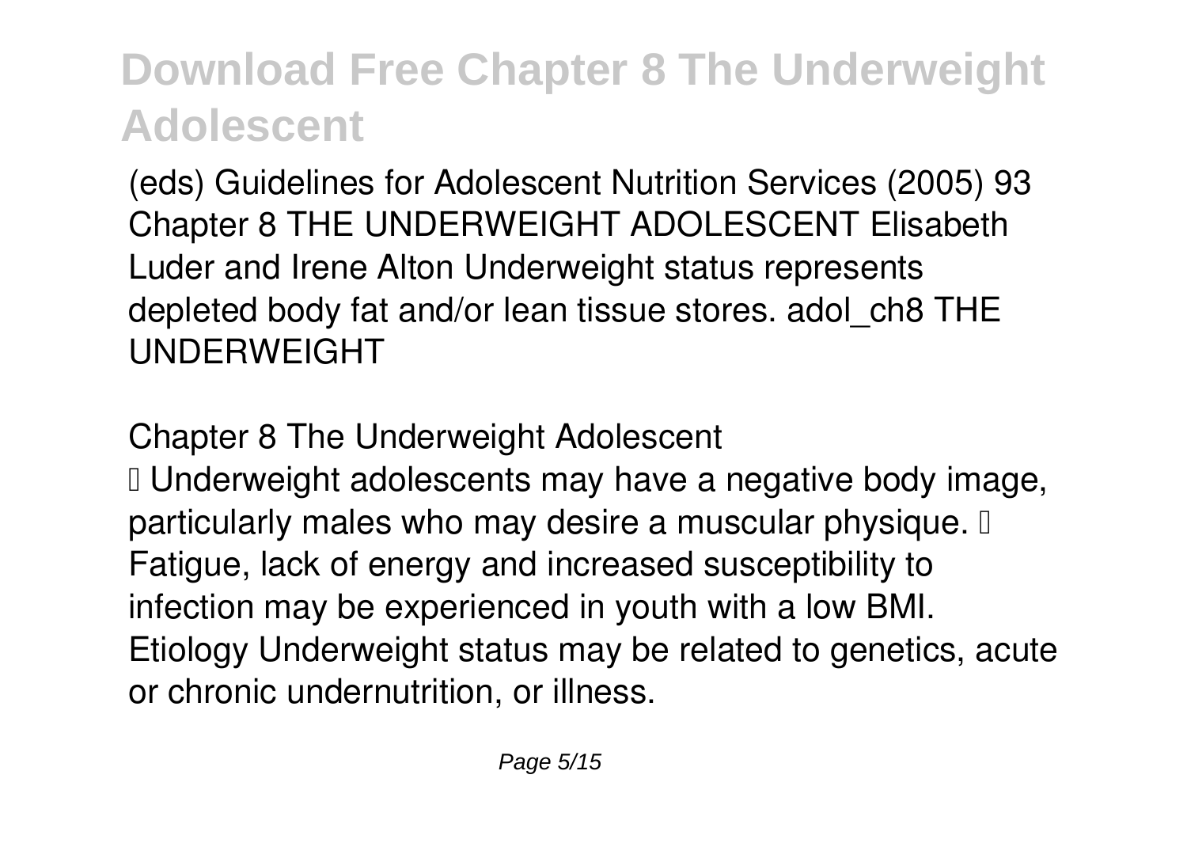(eds) Guidelines for Adolescent Nutrition Services (2005) 93 Chapter 8 THE UNDERWEIGHT ADOLESCENT Elisabeth Luder and Irene Alton Underweight status represents depleted body fat and/or lean tissue stores. adol_ch8 THE UNDERWEIGHT

## Chapter 8 The Underweight Adolescent

 Underweight adolescents may have a negative body image, particularly males who may desire a muscular physique.  Fatigue, lack of energy and increased susceptibility to infection may be experienced in youth with a low BMI. Etiology Underweight status may be related to genetics, acute or chronic undernutrition, or illness.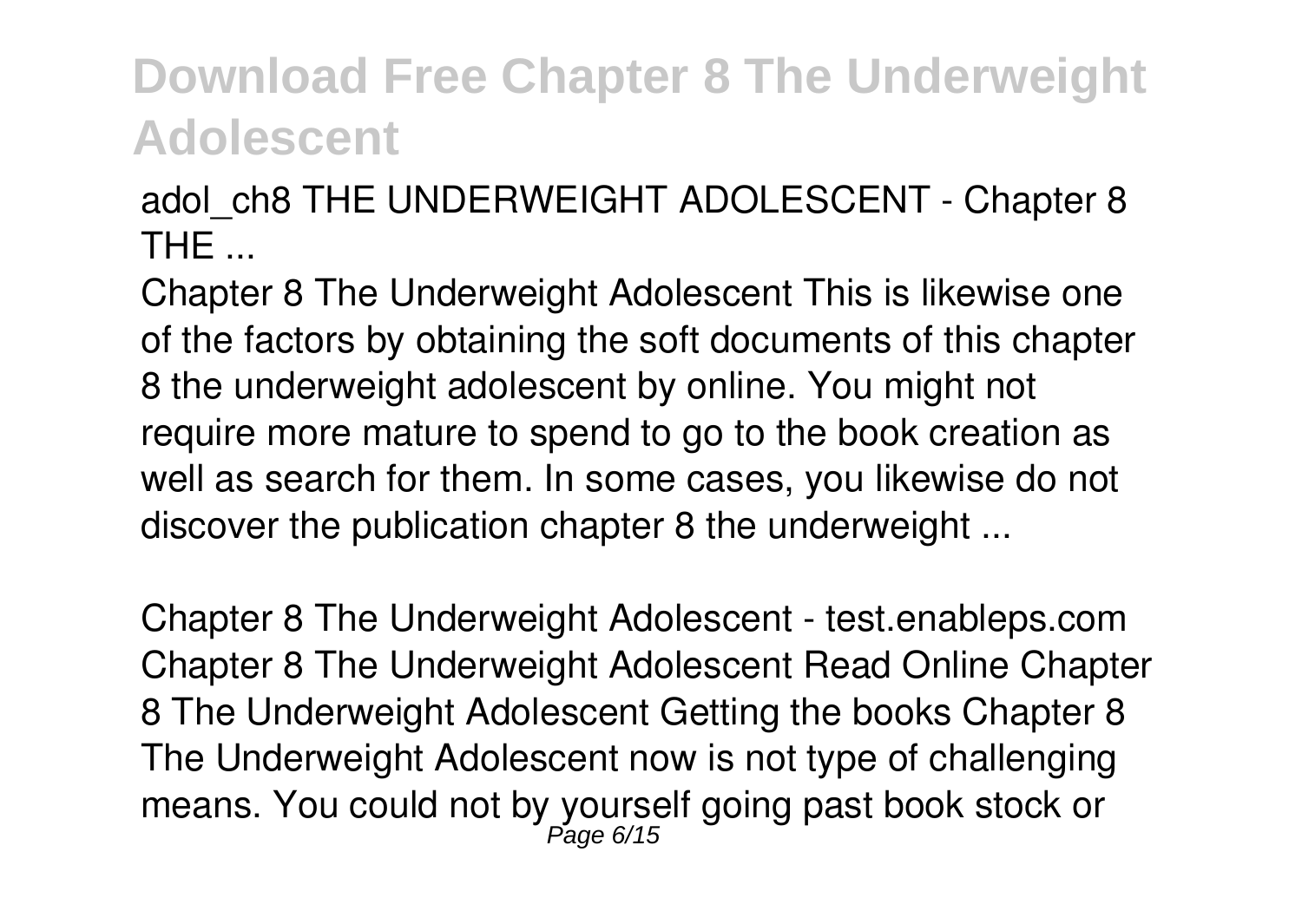adol_ch8 THE UNDERWEIGHT ADOLESCENT - Chapter 8 THE ...

Chapter 8 The Underweight Adolescent This is likewise one of the factors by obtaining the soft documents of this chapter 8 the underweight adolescent by online. You might not require more mature to spend to go to the book creation as well as search for them. In some cases, you likewise do not discover the publication chapter 8 the underweight ...

Chapter 8 The Underweight Adolescent - test.enableps.com

Chapter 8 The Underweight Adolescent Read Online Chapter 8 The Underweight Adolescent Getting the books Chapter 8 The Underweight Adolescent now is not type of challenging means. You could not by yourself going past book stock or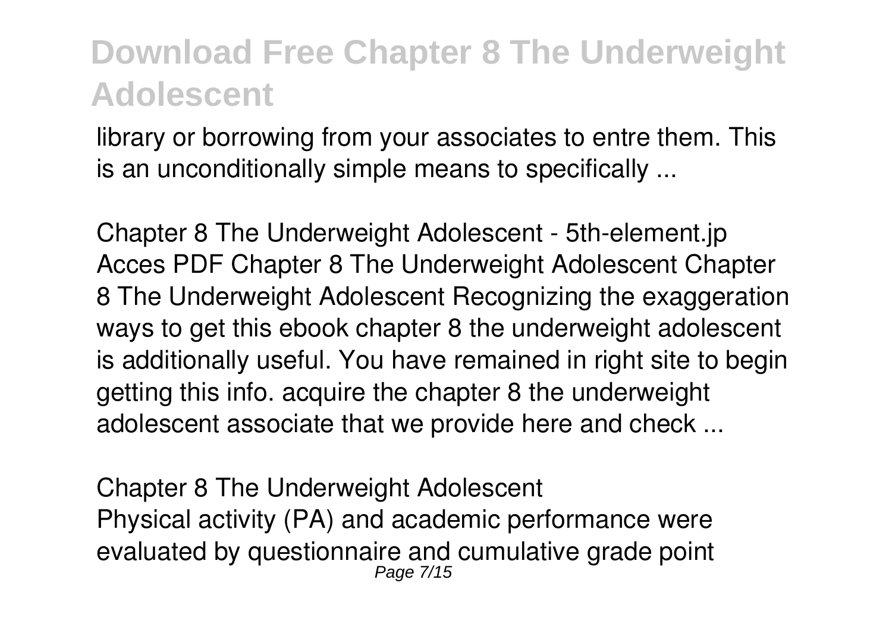library or borrowing from your associates to entre them. This is an unconditionally simple means to specifically ...

**Chapter 8 The Underweight Adolescent - 5th-element.jp**
Acces PDF Chapter 8 The Underweight Adolescent Chapter 8 The Underweight Adolescent Recognizing the exaggeration ways to get this ebook chapter 8 the underweight adolescent is additionally useful. You have remained in right site to begin getting this info. acquire the chapter 8 the underweight adolescent associate that we provide here and check ...

**Chapter 8 The Underweight Adolescent**
Physical activity (PA) and academic performance were evaluated by questionnaire and cumulative grade point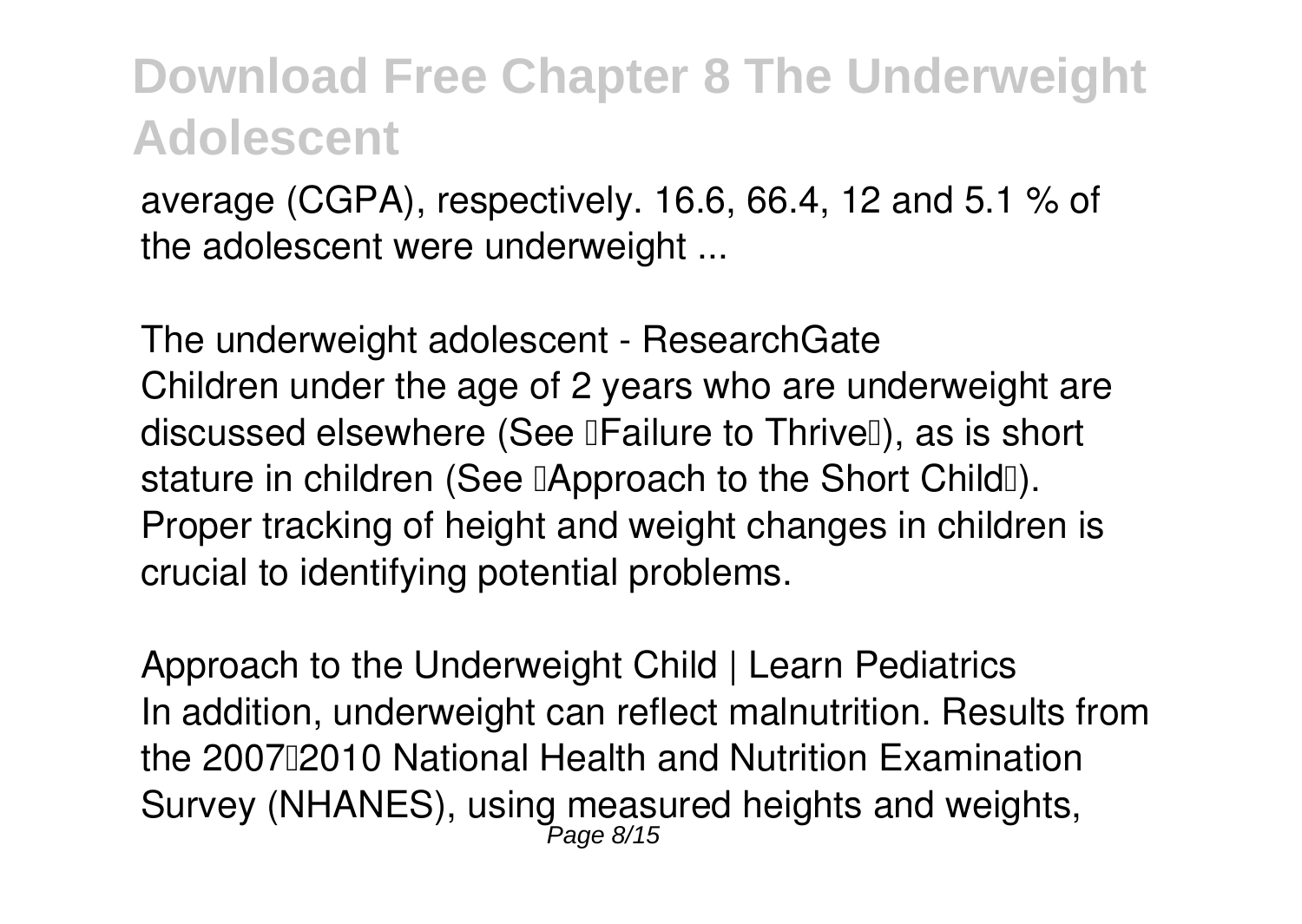average (CGPA), respectively. 16.6, 66.4, 12 and 5.1 % of the adolescent were underweight ...

*The underweight adolescent - ResearchGate*

Children under the age of 2 years who are underweight are discussed elsewhere (See "Failure to Thrive"), as is short stature in children (See "Approach to the Short Child"). Proper tracking of height and weight changes in children is crucial to identifying potential problems.

*Approach to the Underweight Child | Learn Pediatrics*

In addition, underweight can reflect malnutrition. Results from the 2007–2010 National Health and Nutrition Examination Survey (NHANES), using measured heights and weights,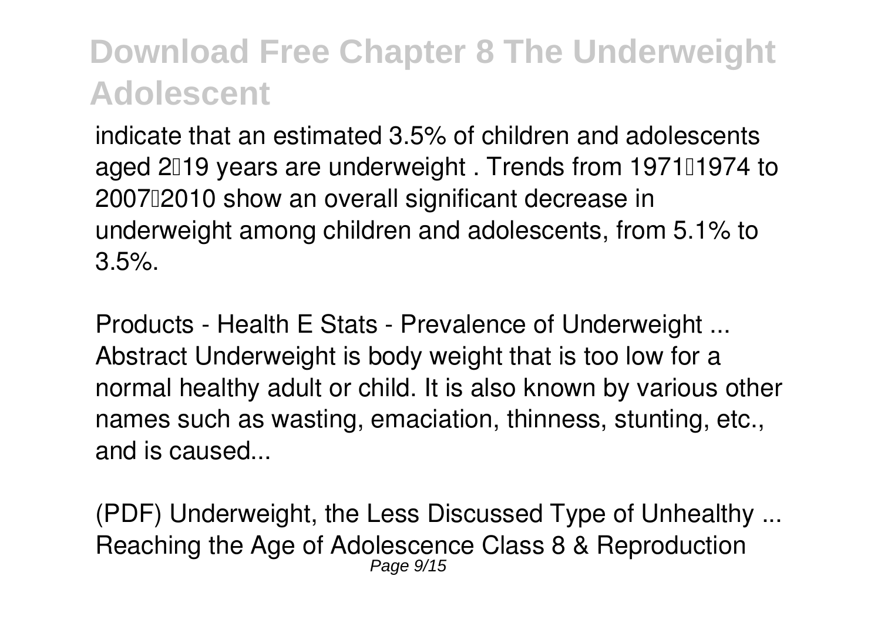indicate that an estimated 3.5% of children and adolescents aged 2–19 years are underweight . Trends from 1971–1974 to 2007–2010 show an overall significant decrease in underweight among children and adolescents, from 5.1% to 3.5%.

*Products - Health E Stats - Prevalence of Underweight ...*
Abstract Underweight is body weight that is too low for a normal healthy adult or child. It is also known by various other names such as wasting, emaciation, thinness, stunting, etc., and is caused...

*(PDF) Underweight, the Less Discussed Type of Unhealthy ...*
Reaching the Age of Adolescence Class 8 & Reproduction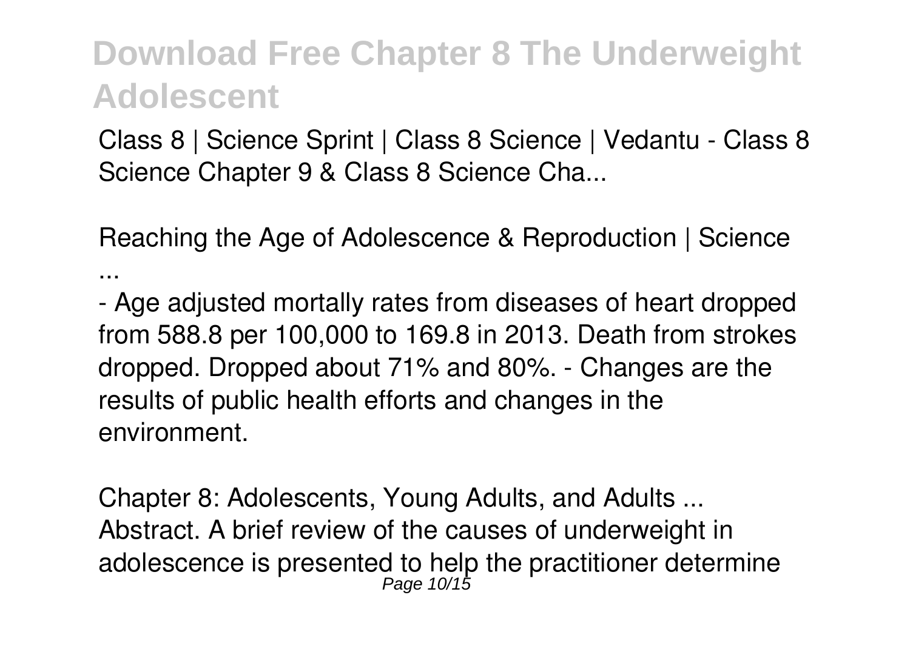Class 8 | Science Sprint | Class 8 Science | Vedantu - Class 8 Science Chapter 9 & Class 8 Science Cha...

*Reaching the Age of Adolescence & Reproduction | Science ...*

- Age adjusted mortally rates from diseases of heart dropped from 588.8 per 100,000 to 169.8 in 2013. Death from strokes dropped. Dropped about 71% and 80%. - Changes are the results of public health efforts and changes in the environment.

*Chapter 8: Adolescents, Young Adults, and Adults ...*

Abstract. A brief review of the causes of underweight in adolescence is presented to help the practitioner determine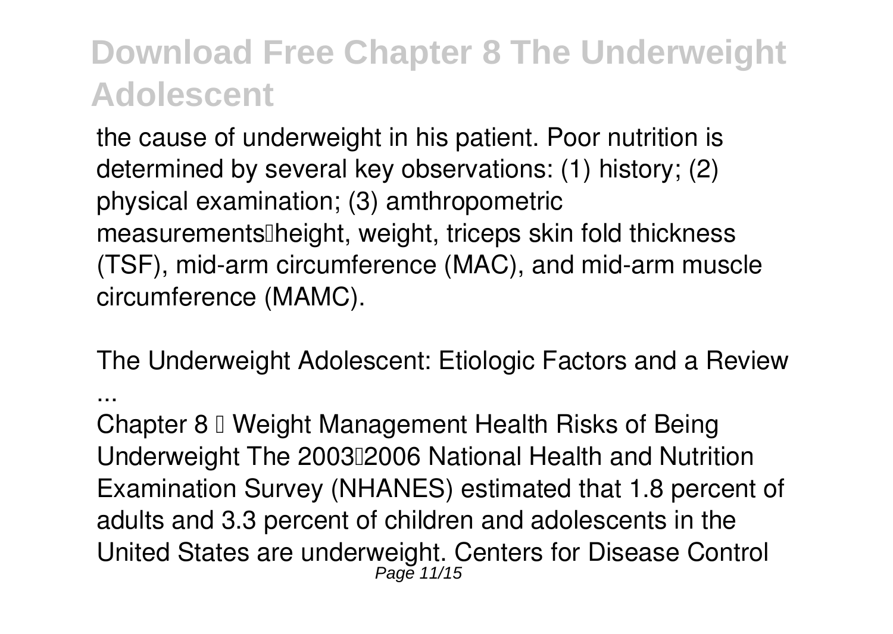the cause of underweight in his patient. Poor nutrition is determined by several key observations: (1) history; (2) physical examination; (3) amthropometric measurements height, weight, triceps skin fold thickness (TSF), mid-arm circumference (MAC), and mid-arm muscle circumference (MAMC).

**The Underweight Adolescent: Etiologic Factors and a Review ...**

Chapter 8 Weight Management Health Risks of Being Underweight The 2003 2006 National Health and Nutrition Examination Survey (NHANES) estimated that 1.8 percent of adults and 3.3 percent of children and adolescents in the United States are underweight. Centers for Disease Control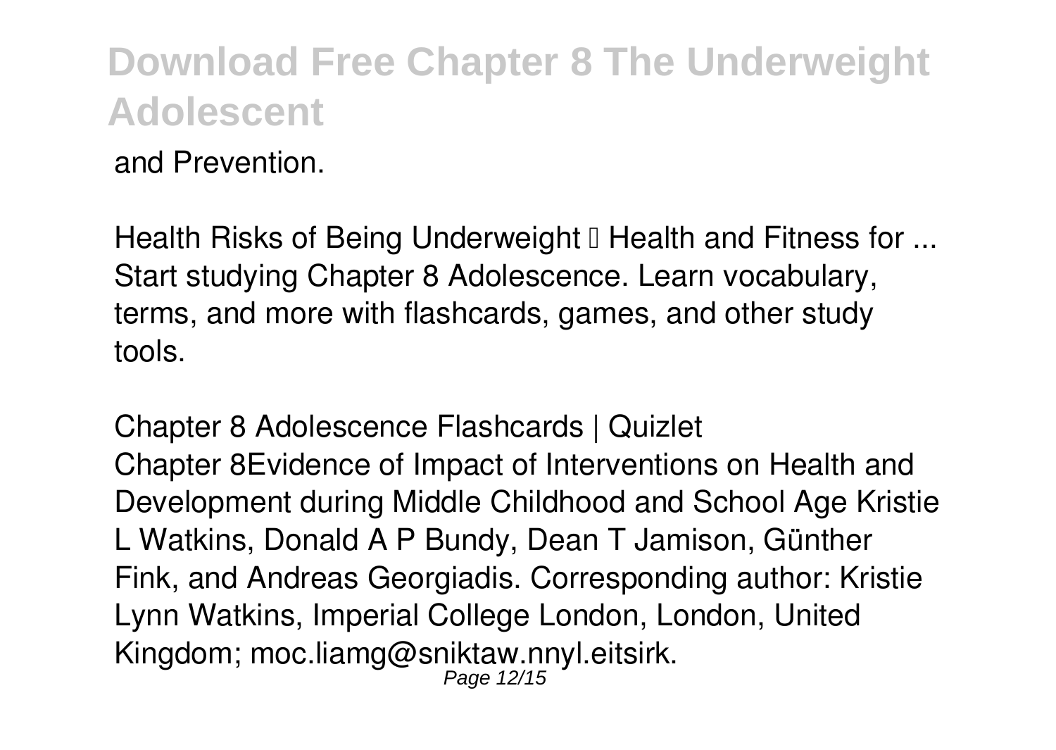and Prevention.

*Health Risks of Being Underweight  Health and Fitness for ...*
Start studying Chapter 8 Adolescence. Learn vocabulary, terms, and more with flashcards, games, and other study tools.

*Chapter 8 Adolescence Flashcards | Quizlet*
Chapter 8Evidence of Impact of Interventions on Health and Development during Middle Childhood and School Age Kristie L Watkins, Donald A P Bundy, Dean T Jamison, Günther Fink, and Andreas Georgiadis. Corresponding author: Kristie Lynn Watkins, Imperial College London, London, United Kingdom; moc.liamg@sniktaw.nnyl.eitsirk.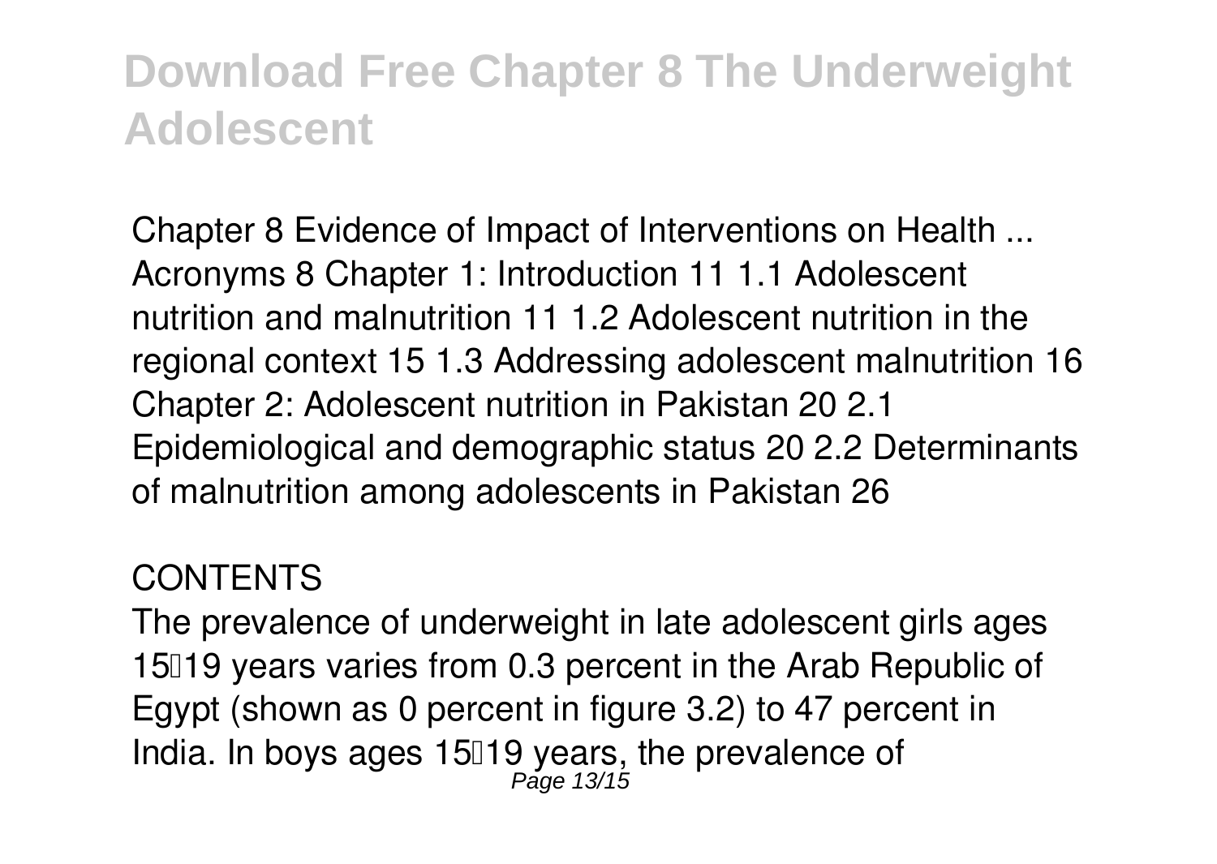# Download Free Chapter 8 The Underweight Adolescent

Chapter 8 Evidence of Impact of Interventions on Health ...
Acronyms 8 Chapter 1: Introduction 11 1.1 Adolescent nutrition and malnutrition 11 1.2 Adolescent nutrition in the regional context 15 1.3 Addressing adolescent malnutrition 16 Chapter 2: Adolescent nutrition in Pakistan 20 2.1 Epidemiological and demographic status 20 2.2 Determinants of malnutrition among adolescents in Pakistan 26

CONTENTS

The prevalence of underweight in late adolescent girls ages 15–19 years varies from 0.3 percent in the Arab Republic of Egypt (shown as 0 percent in figure 3.2) to 47 percent in India. In boys ages 15–19 years, the prevalence of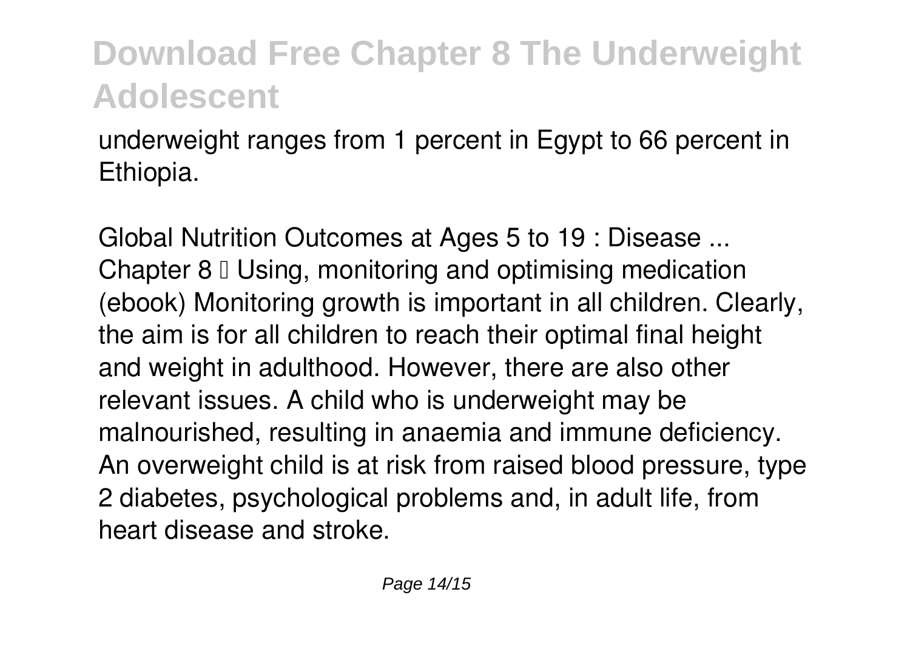underweight ranges from 1 percent in Egypt to 66 percent in Ethiopia.

*Global Nutrition Outcomes at Ages 5 to 19 : Disease ...*

Chapter 8 – Using, monitoring and optimising medication (ebook) Monitoring growth is important in all children. Clearly, the aim is for all children to reach their optimal final height and weight in adulthood. However, there are also other relevant issues. A child who is underweight may be malnourished, resulting in anaemia and immune deficiency. An overweight child is at risk from raised blood pressure, type 2 diabetes, psychological problems and, in adult life, from heart disease and stroke.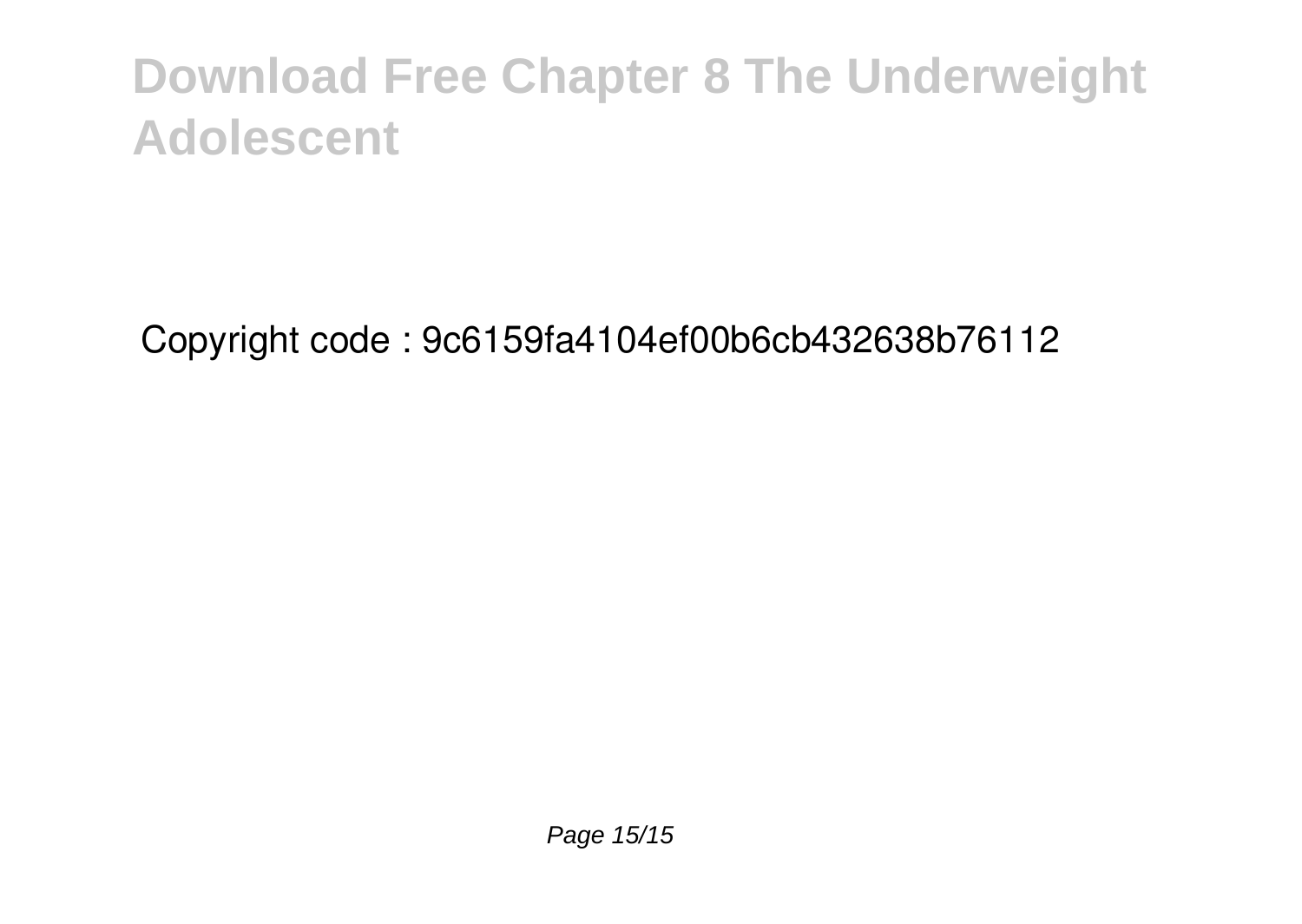Copyright code : 9c6159fa4104ef00b6cb432638b76112